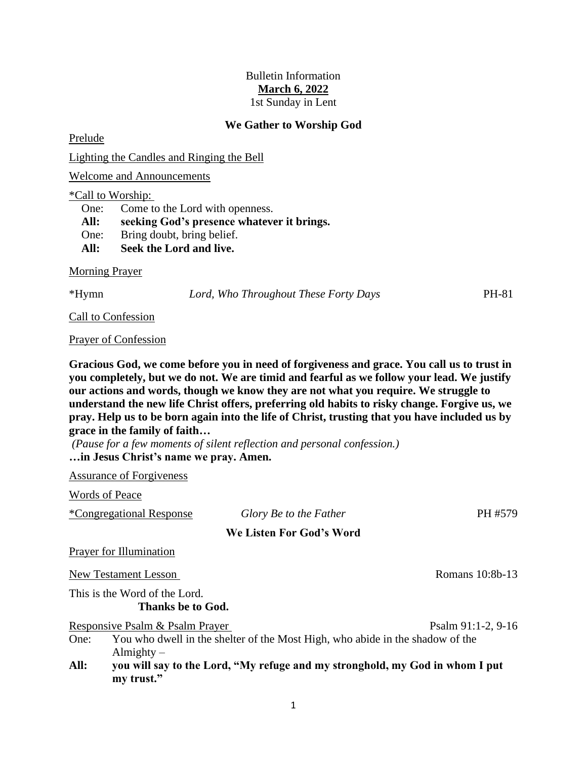Bulletin Information

**March 6, 2022**

1st Sunday in Lent

## We Gather to Worship God

Prelude

Lighting the Candles and Ringing the Bell

Welcome and Announcements

*Call to Worship:

One: Come to the Lord with openness.

**All: seeking God's presence whatever it brings.**

One: Bring doubt, bring belief.

**All: Seek the Lord and live.**

Morning Prayer

*Hymn *Lord, Who Throughout These Forty Days* PH-81

Call to Confession

Prayer of Confession

**Gracious God, we come before you in need of forgiveness and grace. You call us to trust in you completely, but we do not. We are timid and fearful as we follow your lead. We justify our actions and words, though we know they are not what you require. We struggle to understand the new life Christ offers, preferring old habits to risky change. Forgive us, we pray. Help us to be born again into the life of Christ, trusting that you have included us by grace in the family of faith…**

*(Pause for a few moments of silent reflection and personal confession.)*

**…in Jesus Christ's name we pray. Amen.**

Assurance of Forgiveness

Words of Peace

*Congregational Response *Glory Be to the Father* PH #579

## We Listen For God's Word

Prayer for Illumination

New Testament Lesson Romans 10:8b-13

This is the Word of the Lord.

**Thanks be to God.**

Responsive Psalm & Psalm Prayer Psalm 91:1-2, 9-16

One: You who dwell in the shelter of the Most High, who abide in the shadow of the Almighty –

**All: you will say to the Lord, "My refuge and my stronghold, my God in whom I put my trust."**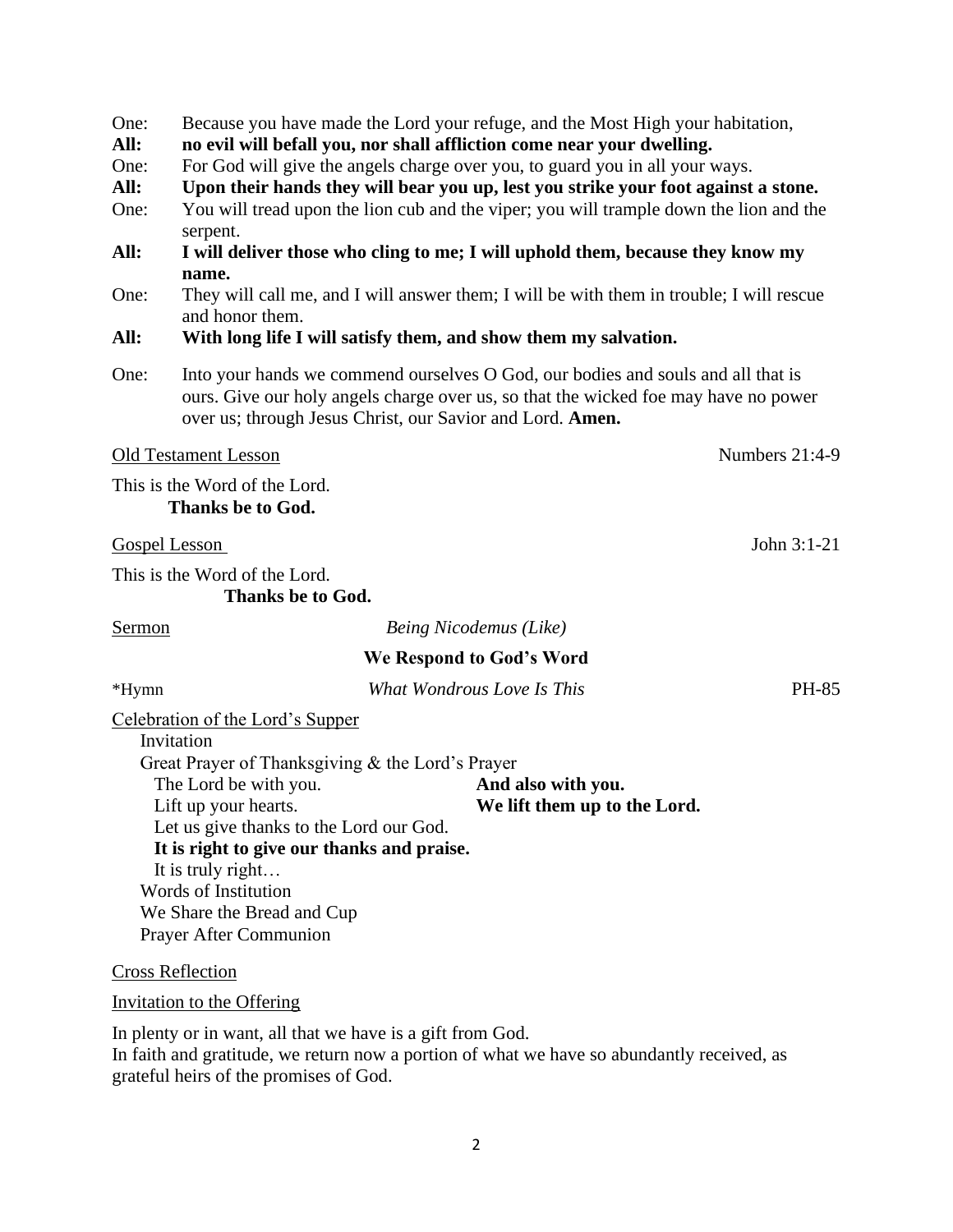One: Because you have made the Lord your refuge, and the Most High your habitation,
**All: no evil will befall you, nor shall affliction come near your dwelling.**
One: For God will give the angels charge over you, to guard you in all your ways.
**All: Upon their hands they will bear you up, lest you strike your foot against a stone.**
One: You will tread upon the lion cub and the viper; you will trample down the lion and the serpent.
**All: I will deliver those who cling to me; I will uphold them, because they know my name.**
One: They will call me, and I will answer them; I will be with them in trouble; I will rescue and honor them.
**All: With long life I will satisfy them, and show them my salvation.**

One: Into your hands we commend ourselves O God, our bodies and souls and all that is ours. Give our holy angels charge over us, so that the wicked foe may have no power over us; through Jesus Christ, our Savior and Lord. **Amen.**

Old Testament Lesson — Numbers 21:4-9

This is the Word of the Lord.
**Thanks be to God.**

Gospel Lesson — John 3:1-21

This is the Word of the Lord.
**Thanks be to God.**

Sermon — *Being Nicodemus (Like)*

## We Respond to God's Word

*Hymn — *What Wondrous Love Is This* — PH-85

Celebration of the Lord's Supper
- Invitation
- Great Prayer of Thanksgiving & the Lord's Prayer
  - The Lord be with you. **And also with you.**
  - Lift up your hearts. **We lift them up to the Lord.**
  - Let us give thanks to the Lord our God.
  - **It is right to give our thanks and praise.**
  - It is truly right…
- Words of Institution
- We Share the Bread and Cup
- Prayer After Communion

Cross Reflection

Invitation to the Offering

In plenty or in want, all that we have is a gift from God.
In faith and gratitude, we return now a portion of what we have so abundantly received, as grateful heirs of the promises of God.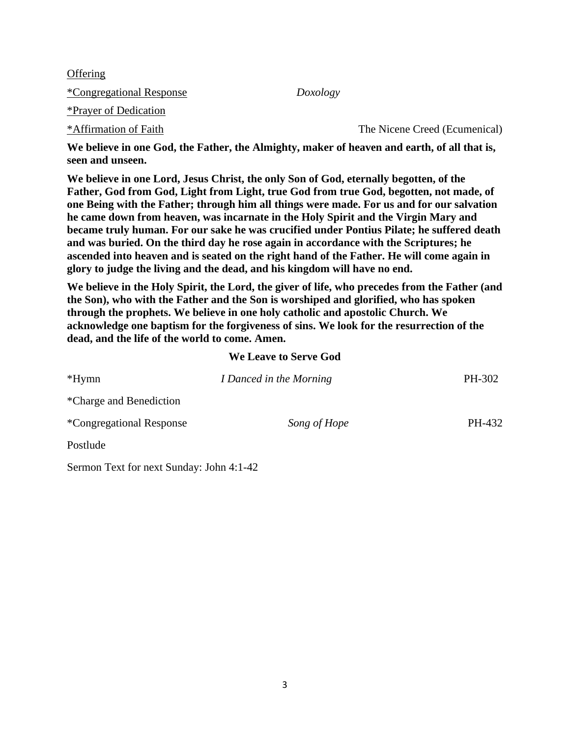Offering

*Congregational Response *Doxology*

*Prayer of Dedication

*Affirmation of Faith The Nicene Creed (Ecumenical)

**We believe in one God, the Father, the Almighty, maker of heaven and earth, of all that is, seen and unseen.**

**We believe in one Lord, Jesus Christ, the only Son of God, eternally begotten, of the Father, God from God, Light from Light, true God from true God, begotten, not made, of one Being with the Father; through him all things were made. For us and for our salvation he came down from heaven, was incarnate in the Holy Spirit and the Virgin Mary and became truly human. For our sake he was crucified under Pontius Pilate; he suffered death and was buried. On the third day he rose again in accordance with the Scriptures; he ascended into heaven and is seated on the right hand of the Father. He will come again in glory to judge the living and the dead, and his kingdom will have no end.**

**We believe in the Holy Spirit, the Lord, the giver of life, who precedes from the Father (and the Son), who with the Father and the Son is worshiped and glorified, who has spoken through the prophets. We believe in one holy catholic and apostolic Church. We acknowledge one baptism for the forgiveness of sins. We look for the resurrection of the dead, and the life of the world to come. Amen.**

**We Leave to Serve God**

*Hymn *I Danced in the Morning* PH-302

*Charge and Benediction

*Congregational Response *Song of Hope* PH-432

Postlude

Sermon Text for next Sunday: John 4:1-42